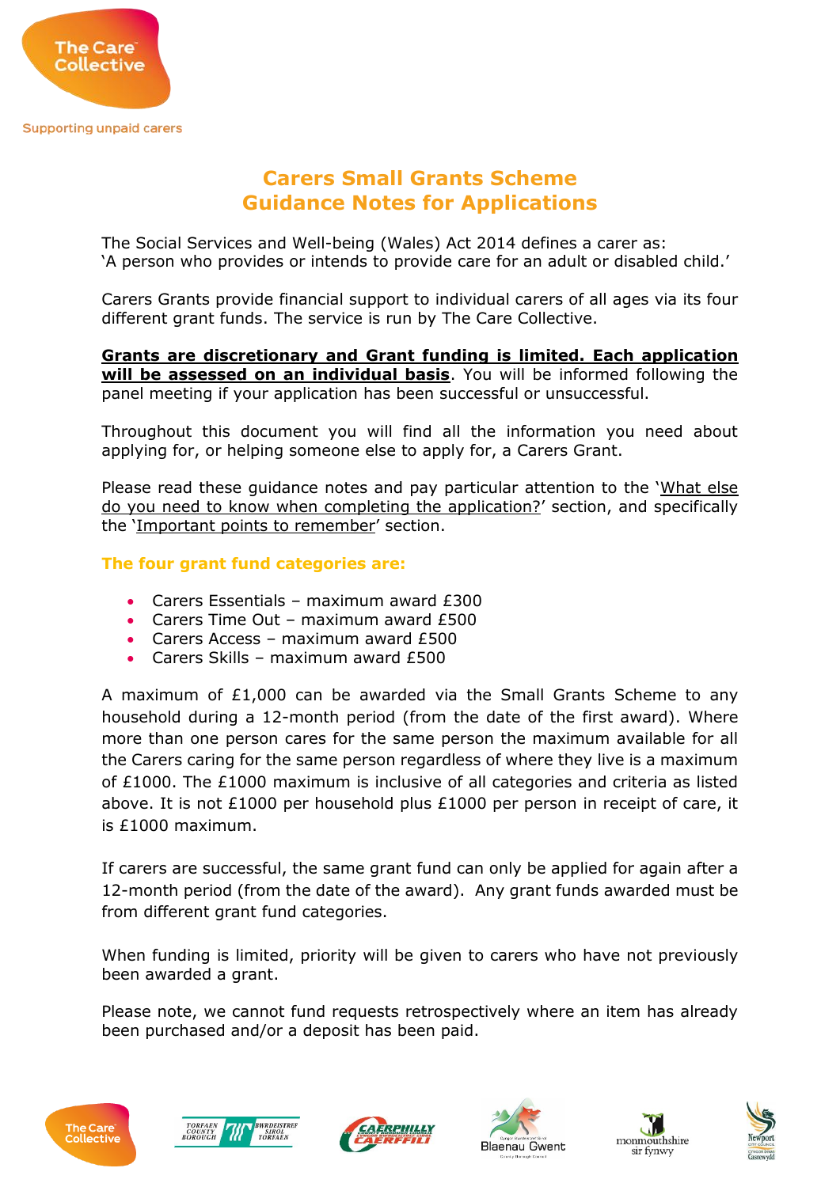The Care Collective

Supporting unpaid carers

# Carers Small Grants Scheme
# Guidance Notes for Applications

The Social Services and Well-being (Wales) Act 2014 defines a carer as:
'A person who provides or intends to provide care for an adult or disabled child.'

Carers Grants provide financial support to individual carers of all ages via its four different grant funds. The service is run by The Care Collective.

**Grants are discretionary and Grant funding is limited. Each application will be assessed on an individual basis**. You will be informed following the panel meeting if your application has been successful or unsuccessful.

Throughout this document you will find all the information you need about applying for, or helping someone else to apply for, a Carers Grant.

Please read these guidance notes and pay particular attention to the 'What else do you need to know when completing the application?' section, and specifically the 'Important points to remember' section.

### The four grant fund categories are:

- Carers Essentials – maximum award £300
- Carers Time Out – maximum award £500
- Carers Access – maximum award £500
- Carers Skills – maximum award £500

A maximum of £1,000 can be awarded via the Small Grants Scheme to any household during a 12-month period (from the date of the first award). Where more than one person cares for the same person the maximum available for all the Carers caring for the same person regardless of where they live is a maximum of £1000. The £1000 maximum is inclusive of all categories and criteria as listed above. It is not £1000 per household plus £1000 per person in receipt of care, it is £1000 maximum.

If carers are successful, the same grant fund can only be applied for again after a 12-month period (from the date of the award). Any grant funds awarded must be from different grant fund categories.

When funding is limited, priority will be given to carers who have not previously been awarded a grant.

Please note, we cannot fund requests retrospectively where an item has already been purchased and/or a deposit has been paid.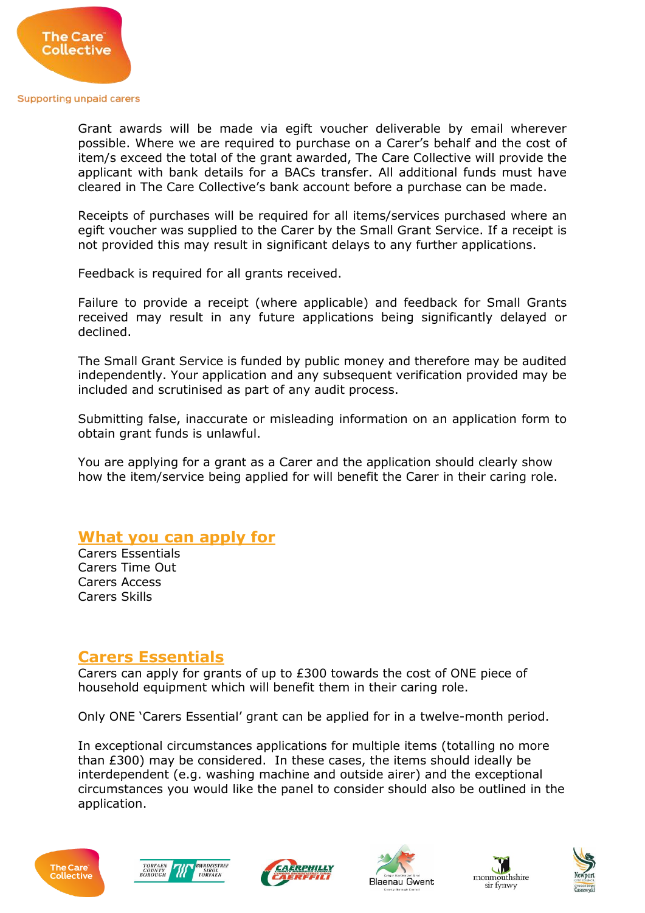Grant awards will be made via egift voucher deliverable by email wherever possible. Where we are required to purchase on a Carer's behalf and the cost of item/s exceed the total of the grant awarded, The Care Collective will provide the applicant with bank details for a BACs transfer. All additional funds must have cleared in The Care Collective's bank account before a purchase can be made.

Receipts of purchases will be required for all items/services purchased where an egift voucher was supplied to the Carer by the Small Grant Service. If a receipt is not provided this may result in significant delays to any further applications.

Feedback is required for all grants received.

Failure to provide a receipt (where applicable) and feedback for Small Grants received may result in any future applications being significantly delayed or declined.

The Small Grant Service is funded by public money and therefore may be audited independently. Your application and any subsequent verification provided may be included and scrutinised as part of any audit process.

Submitting false, inaccurate or misleading information on an application form to obtain grant funds is unlawful.

You are applying for a grant as a Carer and the application should clearly show how the item/service being applied for will benefit the Carer in their caring role.

## What you can apply for

Carers Essentials
Carers Time Out
Carers Access
Carers Skills

## Carers Essentials

Carers can apply for grants of up to £300 towards the cost of ONE piece of household equipment which will benefit them in their caring role.

Only ONE 'Carers Essential' grant can be applied for in a twelve-month period.

In exceptional circumstances applications for multiple items (totalling no more than £300) may be considered. In these cases, the items should ideally be interdependent (e.g. washing machine and outside airer) and the exceptional circumstances you would like the panel to consider should also be outlined in the application.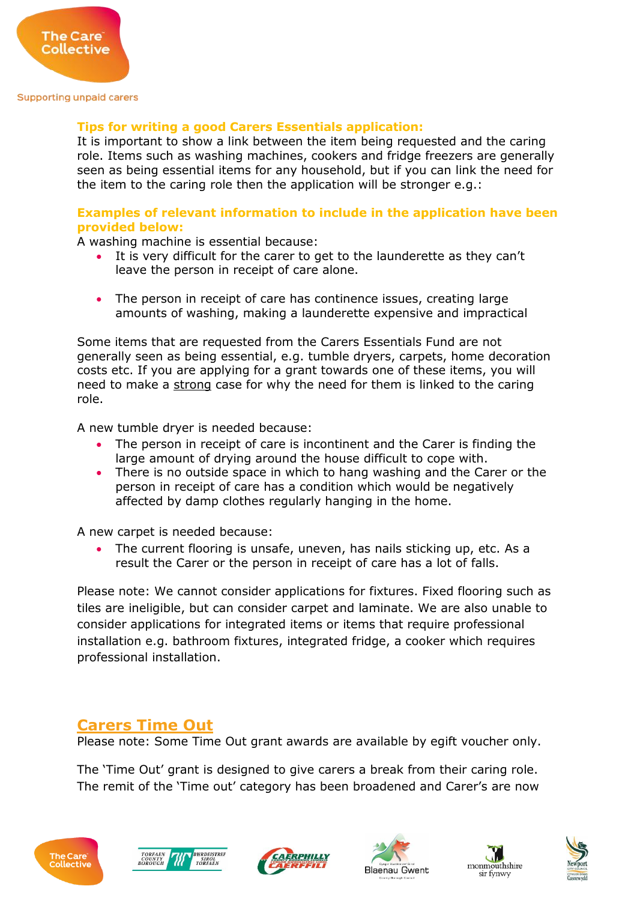### Tips for writing a good Carers Essentials application:

It is important to show a link between the item being requested and the caring role. Items such as washing machines, cookers and fridge freezers are generally seen as being essential items for any household, but if you can link the need for the item to the caring role then the application will be stronger e.g.:

### Examples of relevant information to include in the application have been provided below:

A washing machine is essential because:

- It is very difficult for the carer to get to the launderette as they can't leave the person in receipt of care alone.

- The person in receipt of care has continence issues, creating large amounts of washing, making a launderette expensive and impractical

Some items that are requested from the Carers Essentials Fund are not generally seen as being essential, e.g. tumble dryers, carpets, home decoration costs etc. If you are applying for a grant towards one of these items, you will need to make a strong case for why the need for them is linked to the caring role.

A new tumble dryer is needed because:

- The person in receipt of care is incontinent and the Carer is finding the large amount of drying around the house difficult to cope with.
- There is no outside space in which to hang washing and the Carer or the person in receipt of care has a condition which would be negatively affected by damp clothes regularly hanging in the home.

A new carpet is needed because:

- The current flooring is unsafe, uneven, has nails sticking up, etc. As a result the Carer or the person in receipt of care has a lot of falls.

Please note: We cannot consider applications for fixtures. Fixed flooring such as tiles are ineligible, but can consider carpet and laminate. We are also unable to consider applications for integrated items or items that require professional installation e.g. bathroom fixtures, integrated fridge, a cooker which requires professional installation.

## Carers Time Out

Please note: Some Time Out grant awards are available by egift voucher only.

The 'Time Out' grant is designed to give carers a break from their caring role. The remit of the 'Time out' category has been broadened and Carer's are now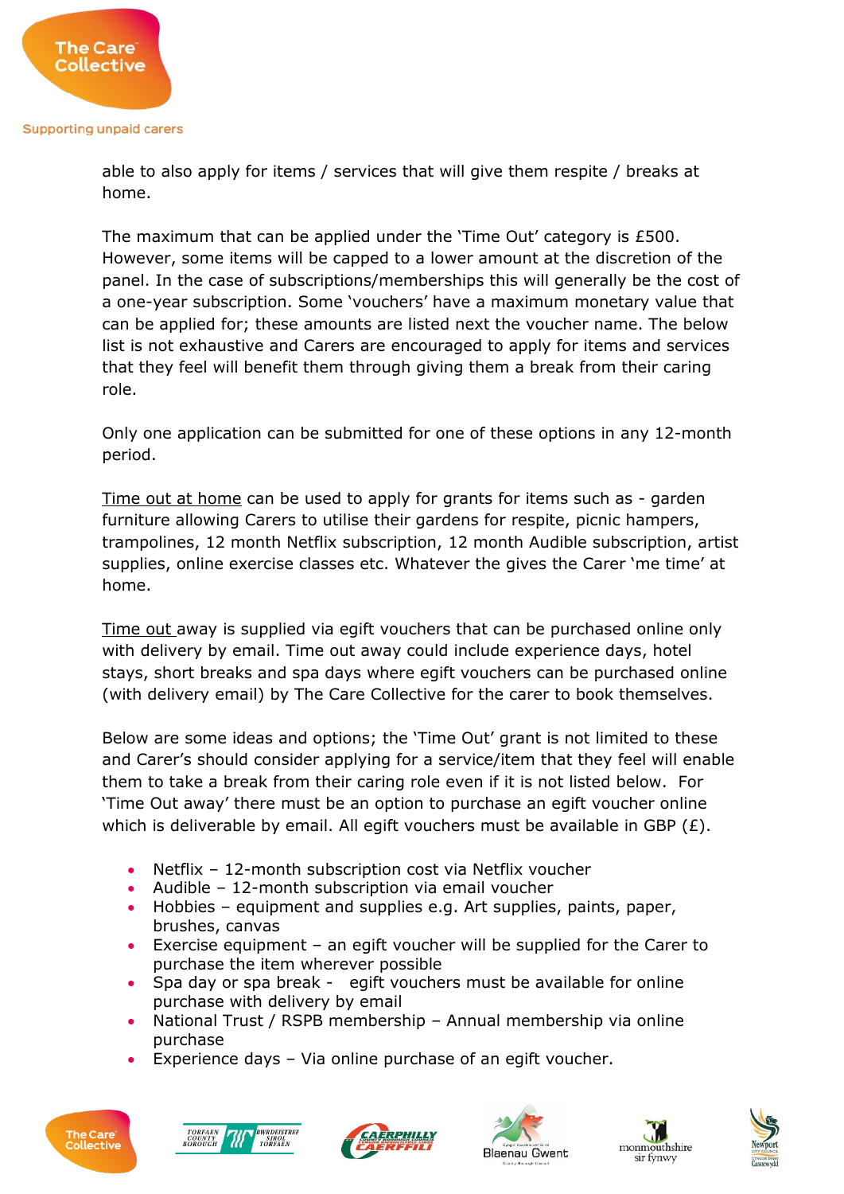able to also apply for items / services that will give them respite / breaks at home.

The maximum that can be applied under the 'Time Out' category is £500. However, some items will be capped to a lower amount at the discretion of the panel. In the case of subscriptions/memberships this will generally be the cost of a one-year subscription. Some 'vouchers' have a maximum monetary value that can be applied for; these amounts are listed next the voucher name. The below list is not exhaustive and Carers are encouraged to apply for items and services that they feel will benefit them through giving them a break from their caring role.

Only one application can be submitted for one of these options in any 12-month period.

<u>Time out at home</u> can be used to apply for grants for items such as - garden furniture allowing Carers to utilise their gardens for respite, picnic hampers, trampolines, 12 month Netflix subscription, 12 month Audible subscription, artist supplies, online exercise classes etc. Whatever the gives the Carer 'me time' at home.

<u>Time out</u> away is supplied via egift vouchers that can be purchased online only with delivery by email. Time out away could include experience days, hotel stays, short breaks and spa days where egift vouchers can be purchased online (with delivery email) by The Care Collective for the carer to book themselves.

Below are some ideas and options; the 'Time Out' grant is not limited to these and Carer's should consider applying for a service/item that they feel will enable them to take a break from their caring role even if it is not listed below. For 'Time Out away' there must be an option to purchase an egift voucher online which is deliverable by email. All egift vouchers must be available in GBP (£).

- Netflix – 12-month subscription cost via Netflix voucher
- Audible – 12-month subscription via email voucher
- Hobbies – equipment and supplies e.g. Art supplies, paints, paper, brushes, canvas
- Exercise equipment – an egift voucher will be supplied for the Carer to purchase the item wherever possible
- Spa day or spa break - egift vouchers must be available for online purchase with delivery by email
- National Trust / RSPB membership – Annual membership via online purchase
- Experience days – Via online purchase of an egift voucher.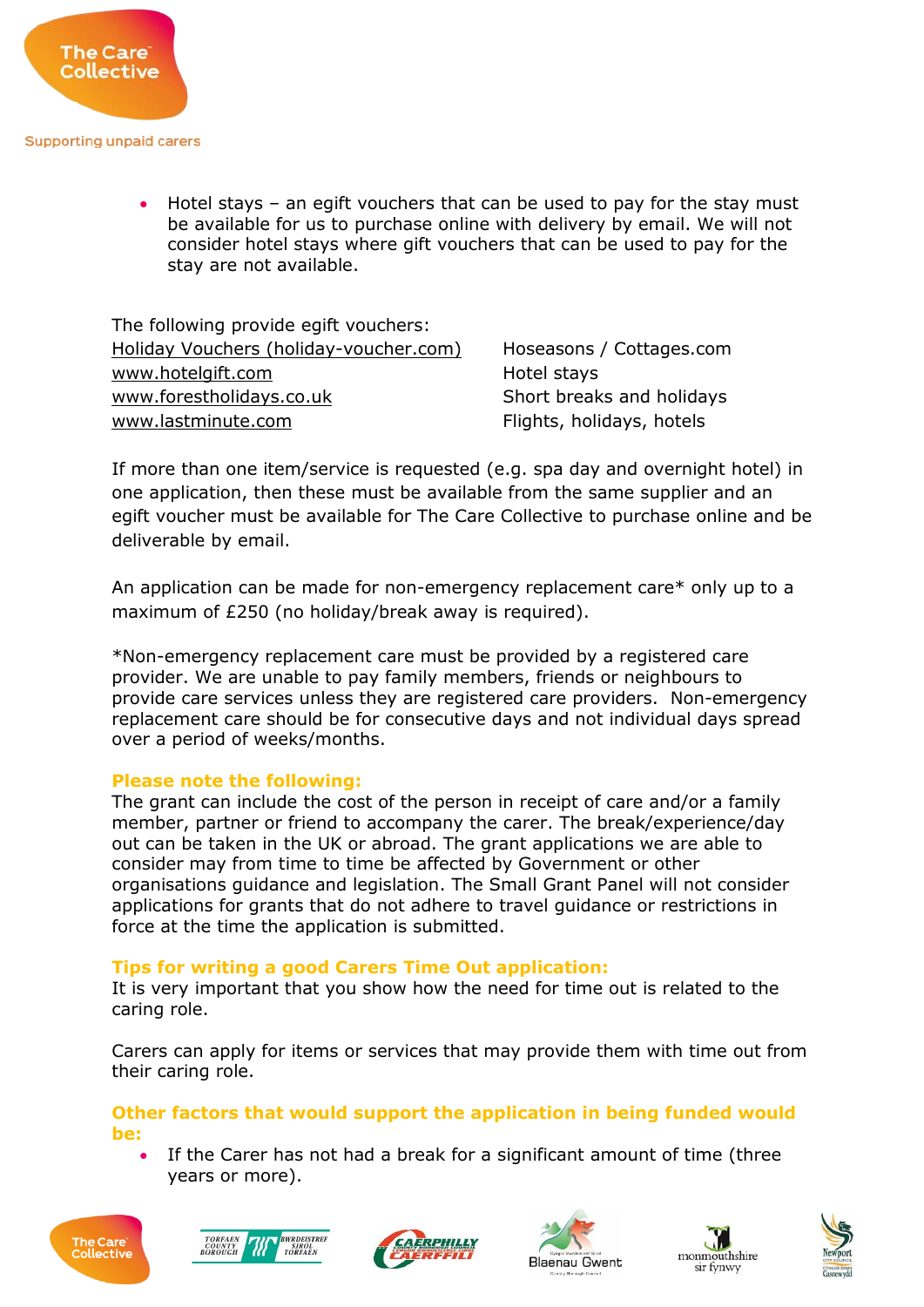- Hotel stays – an egift vouchers that can be used to pay for the stay must be available for us to purchase online with delivery by email. We will not consider hotel stays where gift vouchers that can be used to pay for the stay are not available.

The following provide egift vouchers:

| | |
|---|---|
| Holiday Vouchers (holiday-voucher.com) | Hoseasons / Cottages.com |
| www.hotelgift.com | Hotel stays |
| www.forestholidays.co.uk | Short breaks and holidays |
| www.lastminute.com | Flights, holidays, hotels |

If more than one item/service is requested (e.g. spa day and overnight hotel) in one application, then these must be available from the same supplier and an egift voucher must be available for The Care Collective to purchase online and be deliverable by email.

An application can be made for non-emergency replacement care* only up to a maximum of £250 (no holiday/break away is required).

*Non-emergency replacement care must be provided by a registered care provider. We are unable to pay family members, friends or neighbours to provide care services unless they are registered care providers. Non-emergency replacement care should be for consecutive days and not individual days spread over a period of weeks/months.

**Please note the following:**

The grant can include the cost of the person in receipt of care and/or a family member, partner or friend to accompany the carer. The break/experience/day out can be taken in the UK or abroad. The grant applications we are able to consider may from time to time be affected by Government or other organisations guidance and legislation. The Small Grant Panel will not consider applications for grants that do not adhere to travel guidance or restrictions in force at the time the application is submitted.

**Tips for writing a good Carers Time Out application:**

It is very important that you show how the need for time out is related to the caring role.

Carers can apply for items or services that may provide them with time out from their caring role.

**Other factors that would support the application in being funded would be:**

- If the Carer has not had a break for a significant amount of time (three years or more).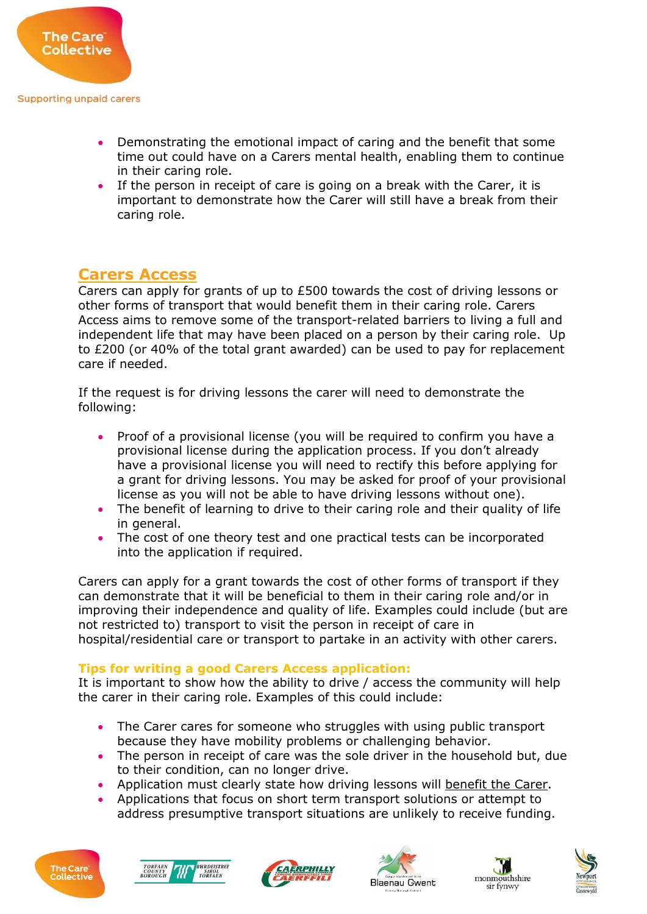- Demonstrating the emotional impact of caring and the benefit that some time out could have on a Carers mental health, enabling them to continue in their caring role.
- If the person in receipt of care is going on a break with the Carer, it is important to demonstrate how the Carer will still have a break from their caring role.

## Carers Access

Carers can apply for grants of up to £500 towards the cost of driving lessons or other forms of transport that would benefit them in their caring role. Carers Access aims to remove some of the transport-related barriers to living a full and independent life that may have been placed on a person by their caring role. Up to £200 (or 40% of the total grant awarded) can be used to pay for replacement care if needed.

If the request is for driving lessons the carer will need to demonstrate the following:

- Proof of a provisional license (you will be required to confirm you have a provisional license during the application process. If you don't already have a provisional license you will need to rectify this before applying for a grant for driving lessons. You may be asked for proof of your provisional license as you will not be able to have driving lessons without one).
- The benefit of learning to drive to their caring role and their quality of life in general.
- The cost of one theory test and one practical tests can be incorporated into the application if required.

Carers can apply for a grant towards the cost of other forms of transport if they can demonstrate that it will be beneficial to them in their caring role and/or in improving their independence and quality of life. Examples could include (but are not restricted to) transport to visit the person in receipt of care in hospital/residential care or transport to partake in an activity with other carers.

### Tips for writing a good Carers Access application:

It is important to show how the ability to drive / access the community will help the carer in their caring role. Examples of this could include:

- The Carer cares for someone who struggles with using public transport because they have mobility problems or challenging behavior.
- The person in receipt of care was the sole driver in the household but, due to their condition, can no longer drive.
- Application must clearly state how driving lessons will benefit the Carer.
- Applications that focus on short term transport solutions or attempt to address presumptive transport situations are unlikely to receive funding.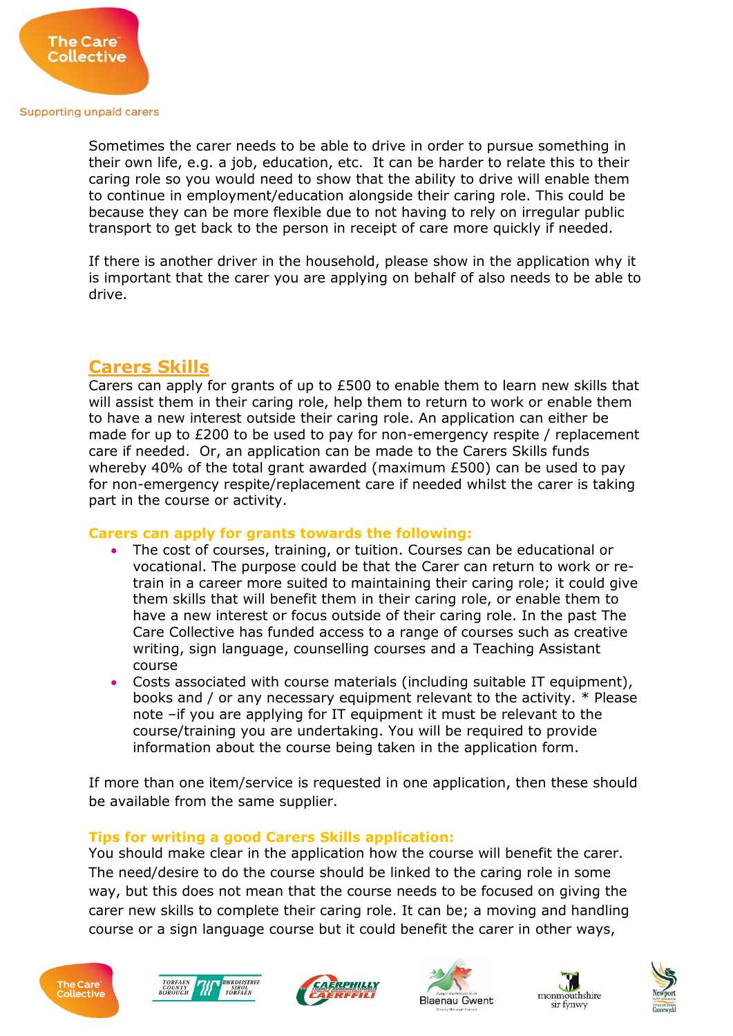Sometimes the carer needs to be able to drive in order to pursue something in their own life, e.g. a job, education, etc. It can be harder to relate this to their caring role so you would need to show that the ability to drive will enable them to continue in employment/education alongside their caring role. This could be because they can be more flexible due to not having to rely on irregular public transport to get back to the person in receipt of care more quickly if needed.

If there is another driver in the household, please show in the application why it is important that the carer you are applying on behalf of also needs to be able to drive.

## Carers Skills

Carers can apply for grants of up to £500 to enable them to learn new skills that will assist them in their caring role, help them to return to work or enable them to have a new interest outside their caring role. An application can either be made for up to £200 to be used to pay for non-emergency respite / replacement care if needed. Or, an application can be made to the Carers Skills funds whereby 40% of the total grant awarded (maximum £500) can be used to pay for non-emergency respite/replacement care if needed whilst the carer is taking part in the course or activity.

### Carers can apply for grants towards the following:

- The cost of courses, training, or tuition. Courses can be educational or vocational. The purpose could be that the Carer can return to work or re-train in a career more suited to maintaining their caring role; it could give them skills that will benefit them in their caring role, or enable them to have a new interest or focus outside of their caring role. In the past The Care Collective has funded access to a range of courses such as creative writing, sign language, counselling courses and a Teaching Assistant course
- Costs associated with course materials (including suitable IT equipment), books and / or any necessary equipment relevant to the activity. * Please note –if you are applying for IT equipment it must be relevant to the course/training you are undertaking. You will be required to provide information about the course being taken in the application form.

If more than one item/service is requested in one application, then these should be available from the same supplier.

### Tips for writing a good Carers Skills application:

You should make clear in the application how the course will benefit the carer. The need/desire to do the course should be linked to the caring role in some way, but this does not mean that the course needs to be focused on giving the carer new skills to complete their caring role. It can be; a moving and handling course or a sign language course but it could benefit the carer in other ways,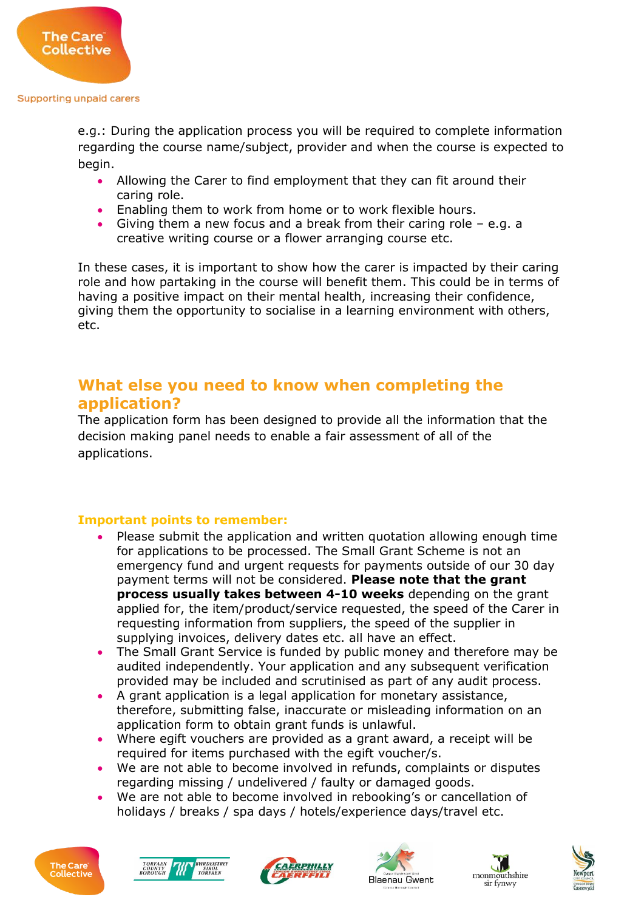e.g.: During the application process you will be required to complete information regarding the course name/subject, provider and when the course is expected to begin.

- Allowing the Carer to find employment that they can fit around their caring role.
- Enabling them to work from home or to work flexible hours.
- Giving them a new focus and a break from their caring role – e.g. a creative writing course or a flower arranging course etc.

In these cases, it is important to show how the carer is impacted by their caring role and how partaking in the course will benefit them. This could be in terms of having a positive impact on their mental health, increasing their confidence, giving them the opportunity to socialise in a learning environment with others, etc.

## What else you need to know when completing the application?

The application form has been designed to provide all the information that the decision making panel needs to enable a fair assessment of all of the applications.

### Important points to remember:

- Please submit the application and written quotation allowing enough time for applications to be processed. The Small Grant Scheme is not an emergency fund and urgent requests for payments outside of our 30 day payment terms will not be considered. **Please note that the grant process usually takes between 4-10 weeks** depending on the grant applied for, the item/product/service requested, the speed of the Carer in requesting information from suppliers, the speed of the supplier in supplying invoices, delivery dates etc. all have an effect.
- The Small Grant Service is funded by public money and therefore may be audited independently. Your application and any subsequent verification provided may be included and scrutinised as part of any audit process.
- A grant application is a legal application for monetary assistance, therefore, submitting false, inaccurate or misleading information on an application form to obtain grant funds is unlawful.
- Where egift vouchers are provided as a grant award, a receipt will be required for items purchased with the egift voucher/s.
- We are not able to become involved in refunds, complaints or disputes regarding missing / undelivered / faulty or damaged goods.
- We are not able to become involved in rebooking's or cancellation of holidays / breaks / spa days / hotels/experience days/travel etc.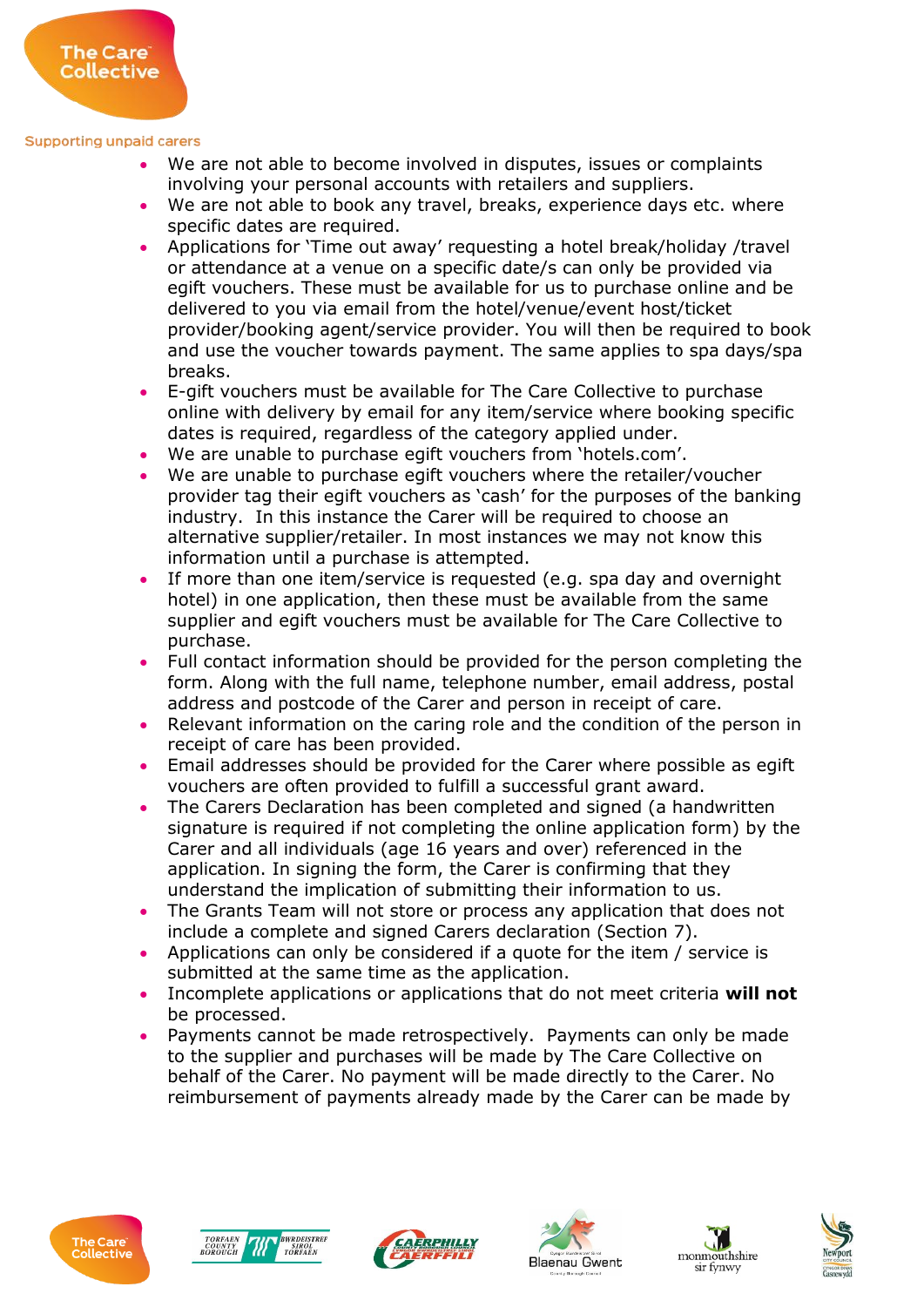- We are not able to become involved in disputes, issues or complaints involving your personal accounts with retailers and suppliers.
- We are not able to book any travel, breaks, experience days etc. where specific dates are required.
- Applications for 'Time out away' requesting a hotel break/holiday /travel or attendance at a venue on a specific date/s can only be provided via egift vouchers. These must be available for us to purchase online and be delivered to you via email from the hotel/venue/event host/ticket provider/booking agent/service provider. You will then be required to book and use the voucher towards payment. The same applies to spa days/spa breaks.
- E-gift vouchers must be available for The Care Collective to purchase online with delivery by email for any item/service where booking specific dates is required, regardless of the category applied under.
- We are unable to purchase egift vouchers from 'hotels.com'.
- We are unable to purchase egift vouchers where the retailer/voucher provider tag their egift vouchers as 'cash' for the purposes of the banking industry. In this instance the Carer will be required to choose an alternative supplier/retailer. In most instances we may not know this information until a purchase is attempted.
- If more than one item/service is requested (e.g. spa day and overnight hotel) in one application, then these must be available from the same supplier and egift vouchers must be available for The Care Collective to purchase.
- Full contact information should be provided for the person completing the form. Along with the full name, telephone number, email address, postal address and postcode of the Carer and person in receipt of care.
- Relevant information on the caring role and the condition of the person in receipt of care has been provided.
- Email addresses should be provided for the Carer where possible as egift vouchers are often provided to fulfill a successful grant award.
- The Carers Declaration has been completed and signed (a handwritten signature is required if not completing the online application form) by the Carer and all individuals (age 16 years and over) referenced in the application. In signing the form, the Carer is confirming that they understand the implication of submitting their information to us.
- The Grants Team will not store or process any application that does not include a complete and signed Carers declaration (Section 7).
- Applications can only be considered if a quote for the item / service is submitted at the same time as the application.
- Incomplete applications or applications that do not meet criteria **will not** be processed.
- Payments cannot be made retrospectively. Payments can only be made to the supplier and purchases will be made by The Care Collective on behalf of the Carer. No payment will be made directly to the Carer. No reimbursement of payments already made by the Carer can be made by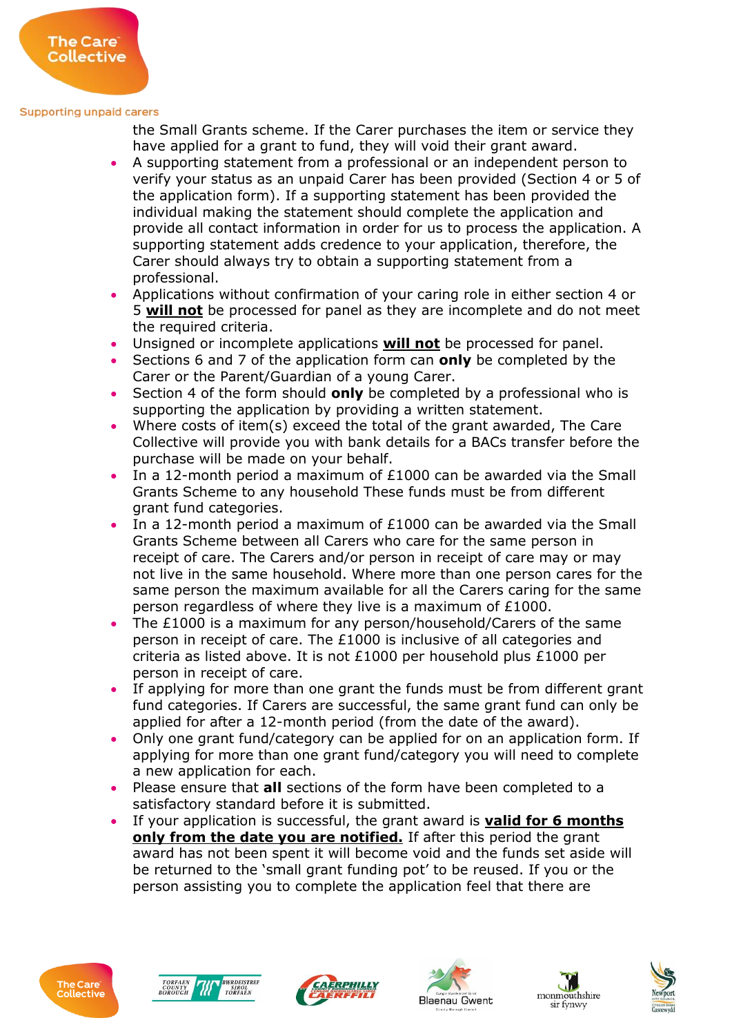the Small Grants scheme. If the Carer purchases the item or service they have applied for a grant to fund, they will void their grant award.

- A supporting statement from a professional or an independent person to verify your status as an unpaid Carer has been provided (Section 4 or 5 of the application form). If a supporting statement has been provided the individual making the statement should complete the application and provide all contact information in order for us to process the application. A supporting statement adds credence to your application, therefore, the Carer should always try to obtain a supporting statement from a professional.
- Applications without confirmation of your caring role in either section 4 or 5 **will not** be processed for panel as they are incomplete and do not meet the required criteria.
- Unsigned or incomplete applications **will not** be processed for panel.
- Sections 6 and 7 of the application form can **only** be completed by the Carer or the Parent/Guardian of a young Carer.
- Section 4 of the form should **only** be completed by a professional who is supporting the application by providing a written statement.
- Where costs of item(s) exceed the total of the grant awarded, The Care Collective will provide you with bank details for a BACs transfer before the purchase will be made on your behalf.
- In a 12-month period a maximum of £1000 can be awarded via the Small Grants Scheme to any household These funds must be from different grant fund categories.
- In a 12-month period a maximum of £1000 can be awarded via the Small Grants Scheme between all Carers who care for the same person in receipt of care. The Carers and/or person in receipt of care may or may not live in the same household. Where more than one person cares for the same person the maximum available for all the Carers caring for the same person regardless of where they live is a maximum of £1000.
- The £1000 is a maximum for any person/household/Carers of the same person in receipt of care. The £1000 is inclusive of all categories and criteria as listed above. It is not £1000 per household plus £1000 per person in receipt of care.
- If applying for more than one grant the funds must be from different grant fund categories. If Carers are successful, the same grant fund can only be applied for after a 12-month period (from the date of the award).
- Only one grant fund/category can be applied for on an application form. If applying for more than one grant fund/category you will need to complete a new application for each.
- Please ensure that **all** sections of the form have been completed to a satisfactory standard before it is submitted.
- If your application is successful, the grant award is **valid for 6 months only from the date you are notified.** If after this period the grant award has not been spent it will become void and the funds set aside will be returned to the 'small grant funding pot' to be reused. If you or the person assisting you to complete the application feel that there are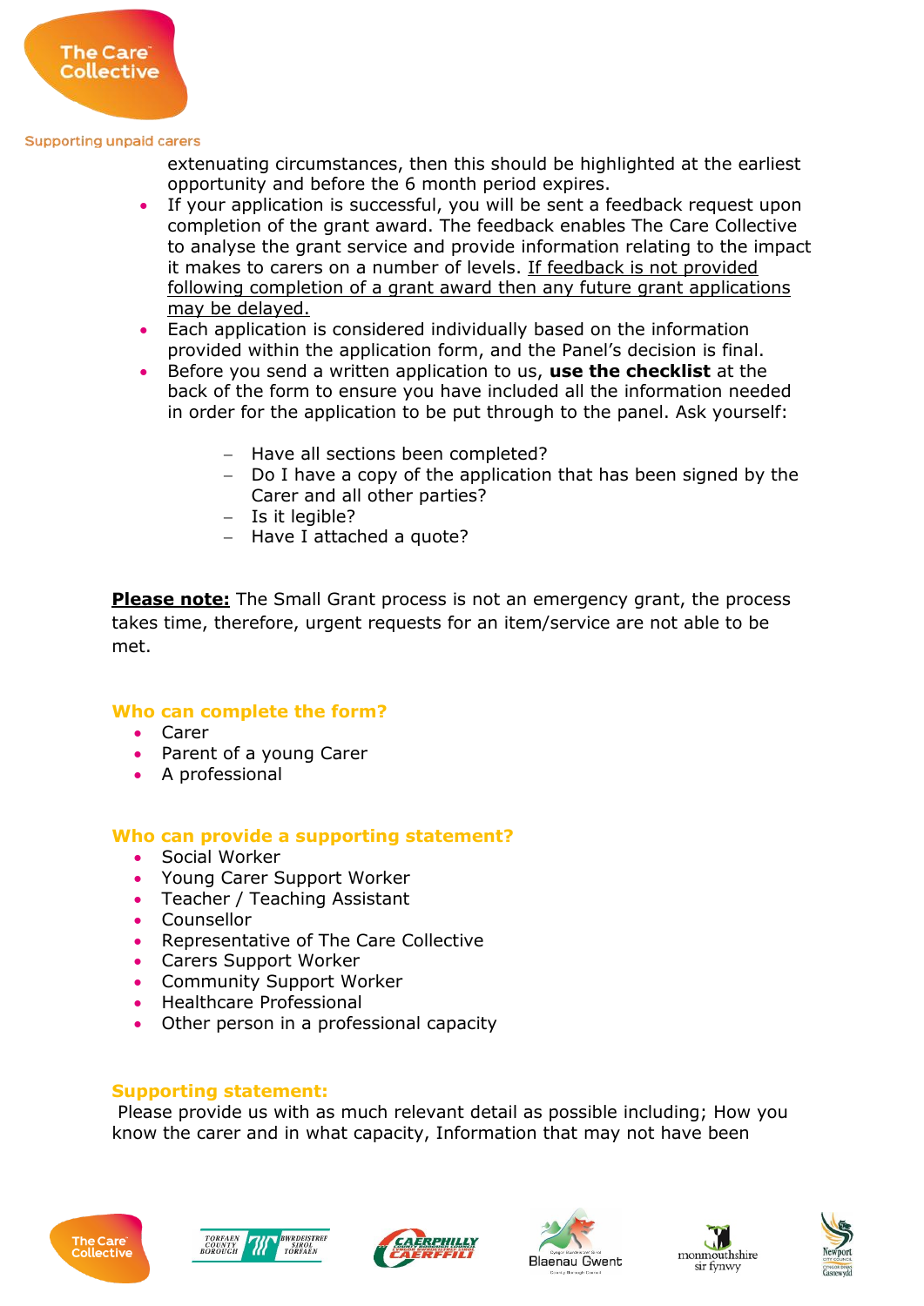extenuating circumstances, then this should be highlighted at the earliest opportunity and before the 6 month period expires.

- If your application is successful, you will be sent a feedback request upon completion of the grant award. The feedback enables The Care Collective to analyse the grant service and provide information relating to the impact it makes to carers on a number of levels. <u>If feedback is not provided following completion of a grant award then any future grant applications may be delayed.</u>
- Each application is considered individually based on the information provided within the application form, and the Panel's decision is final.
- Before you send a written application to us, **use the checklist** at the back of the form to ensure you have included all the information needed in order for the application to be put through to the panel. Ask yourself:
    - Have all sections been completed?
    - Do I have a copy of the application that has been signed by the Carer and all other parties?
    - Is it legible?
    - Have I attached a quote?

**<u>Please note:</u>** The Small Grant process is not an emergency grant, the process takes time, therefore, urgent requests for an item/service are not able to be met.

## Who can complete the form?

- Carer
- Parent of a young Carer
- A professional

## Who can provide a supporting statement?

- Social Worker
- Young Carer Support Worker
- Teacher / Teaching Assistant
- Counsellor
- Representative of The Care Collective
- Carers Support Worker
- Community Support Worker
- Healthcare Professional
- Other person in a professional capacity

## Supporting statement:

Please provide us with as much relevant detail as possible including; How you know the carer and in what capacity, Information that may not have been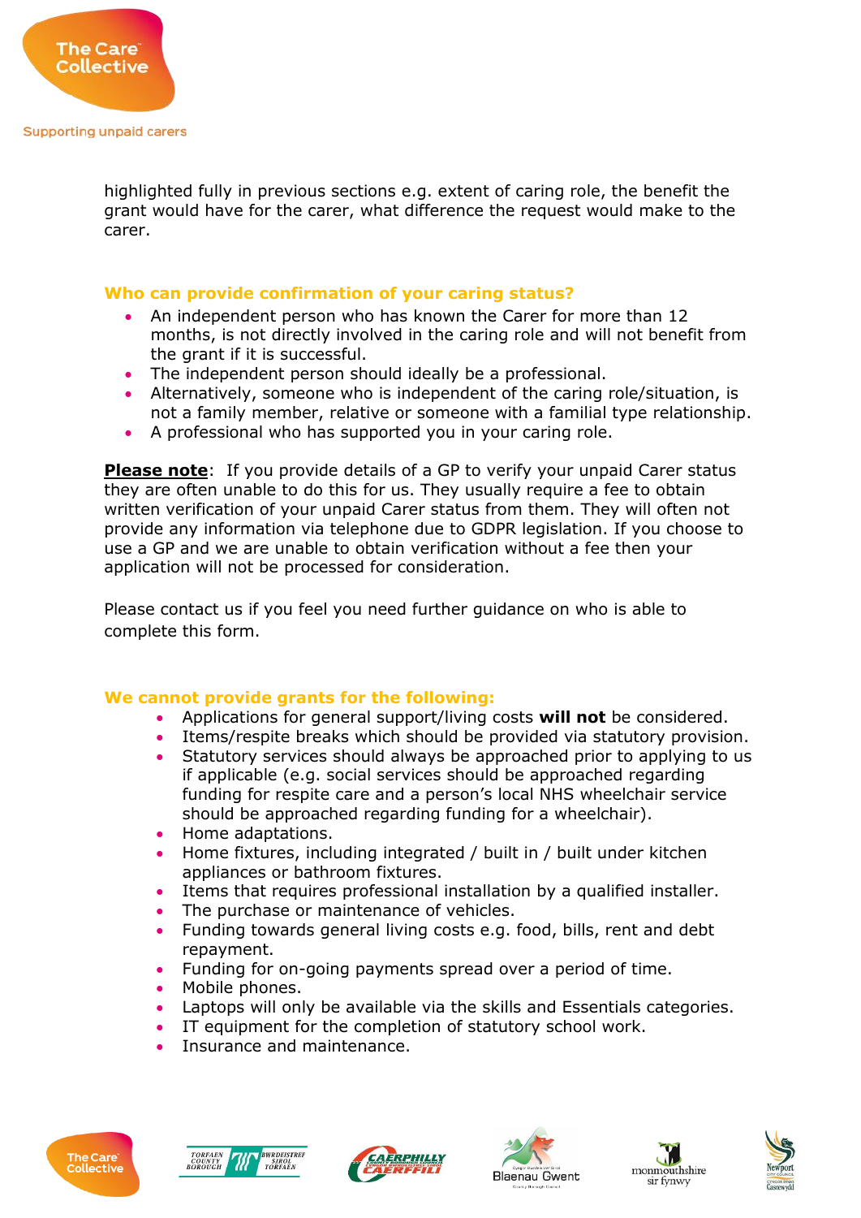highlighted fully in previous sections e.g. extent of caring role, the benefit the grant would have for the carer, what difference the request would make to the carer.

## Who can provide confirmation of your caring status?

- An independent person who has known the Carer for more than 12 months, is not directly involved in the caring role and will not benefit from the grant if it is successful.
- The independent person should ideally be a professional.
- Alternatively, someone who is independent of the caring role/situation, is not a family member, relative or someone with a familial type relationship.
- A professional who has supported you in your caring role.

**Please note**: If you provide details of a GP to verify your unpaid Carer status they are often unable to do this for us. They usually require a fee to obtain written verification of your unpaid Carer status from them. They will often not provide any information via telephone due to GDPR legislation. If you choose to use a GP and we are unable to obtain verification without a fee then your application will not be processed for consideration.

Please contact us if you feel you need further guidance on who is able to complete this form.

## We cannot provide grants for the following:

- Applications for general support/living costs **will not** be considered.
- Items/respite breaks which should be provided via statutory provision.
- Statutory services should always be approached prior to applying to us if applicable (e.g. social services should be approached regarding funding for respite care and a person's local NHS wheelchair service should be approached regarding funding for a wheelchair).
- Home adaptations.
- Home fixtures, including integrated / built in / built under kitchen appliances or bathroom fixtures.
- Items that requires professional installation by a qualified installer.
- The purchase or maintenance of vehicles.
- Funding towards general living costs e.g. food, bills, rent and debt repayment.
- Funding for on-going payments spread over a period of time.
- Mobile phones.
- Laptops will only be available via the skills and Essentials categories.
- IT equipment for the completion of statutory school work.
- Insurance and maintenance.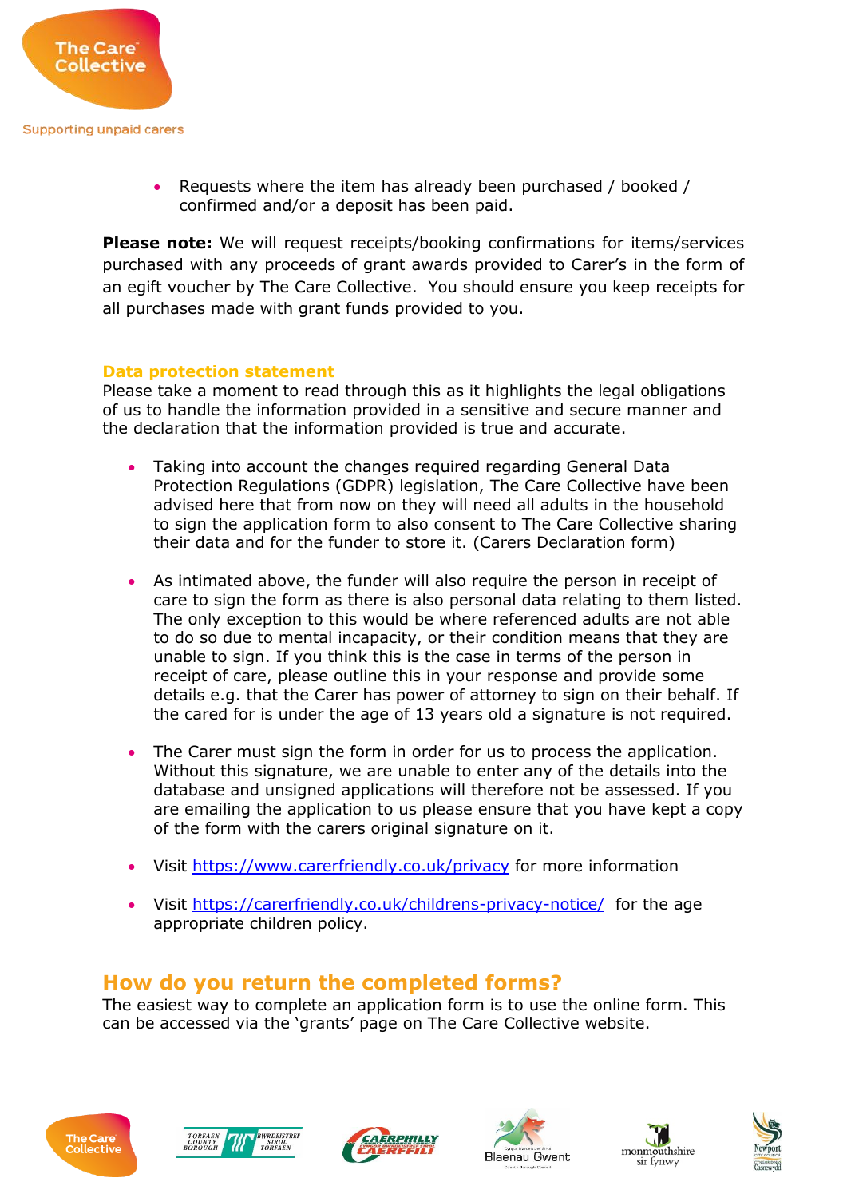- Requests where the item has already been purchased / booked / confirmed and/or a deposit has been paid.

**Please note:** We will request receipts/booking confirmations for items/services purchased with any proceeds of grant awards provided to Carer's in the form of an egift voucher by The Care Collective. You should ensure you keep receipts for all purchases made with grant funds provided to you.

### Data protection statement

Please take a moment to read through this as it highlights the legal obligations of us to handle the information provided in a sensitive and secure manner and the declaration that the information provided is true and accurate.

- Taking into account the changes required regarding General Data Protection Regulations (GDPR) legislation, The Care Collective have been advised here that from now on they will need all adults in the household to sign the application form to also consent to The Care Collective sharing their data and for the funder to store it. (Carers Declaration form)

- As intimated above, the funder will also require the person in receipt of care to sign the form as there is also personal data relating to them listed. The only exception to this would be where referenced adults are not able to do so due to mental incapacity, or their condition means that they are unable to sign. If you think this is the case in terms of the person in receipt of care, please outline this in your response and provide some details e.g. that the Carer has power of attorney to sign on their behalf. If the cared for is under the age of 13 years old a signature is not required.

- The Carer must sign the form in order for us to process the application. Without this signature, we are unable to enter any of the details into the database and unsigned applications will therefore not be assessed. If you are emailing the application to us please ensure that you have kept a copy of the form with the carers original signature on it.

- Visit https://www.carerfriendly.co.uk/privacy for more information

- Visit https://carerfriendly.co.uk/childrens-privacy-notice/ for the age appropriate children policy.

## How do you return the completed forms?

The easiest way to complete an application form is to use the online form. This can be accessed via the 'grants' page on The Care Collective website.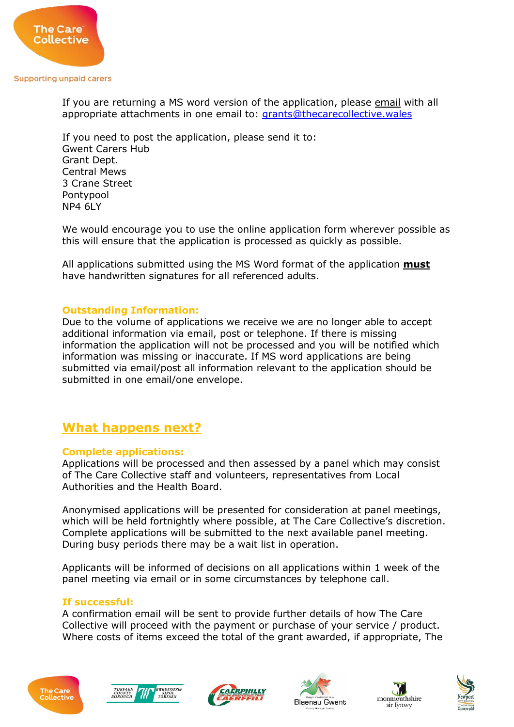If you are returning a MS word version of the application, please email with all appropriate attachments in one email to: grants@thecarecollective.wales

If you need to post the application, please send it to:
Gwent Carers Hub
Grant Dept.
Central Mews
3 Crane Street
Pontypool
NP4 6LY

We would encourage you to use the online application form wherever possible as this will ensure that the application is processed as quickly as possible.

All applications submitted using the MS Word format of the application **must** have handwritten signatures for all referenced adults.

### Outstanding Information:

Due to the volume of applications we receive we are no longer able to accept additional information via email, post or telephone. If there is missing information the application will not be processed and you will be notified which information was missing or inaccurate. If MS word applications are being submitted via email/post all information relevant to the application should be submitted in one email/one envelope.

## What happens next?

### Complete applications:

Applications will be processed and then assessed by a panel which may consist of The Care Collective staff and volunteers, representatives from Local Authorities and the Health Board.

Anonymised applications will be presented for consideration at panel meetings, which will be held fortnightly where possible, at The Care Collective's discretion. Complete applications will be submitted to the next available panel meeting. During busy periods there may be a wait list in operation.

Applicants will be informed of decisions on all applications within 1 week of the panel meeting via email or in some circumstances by telephone call.

### If successful:

A confirmation email will be sent to provide further details of how The Care Collective will proceed with the payment or purchase of your service / product. Where costs of items exceed the total of the grant awarded, if appropriate, The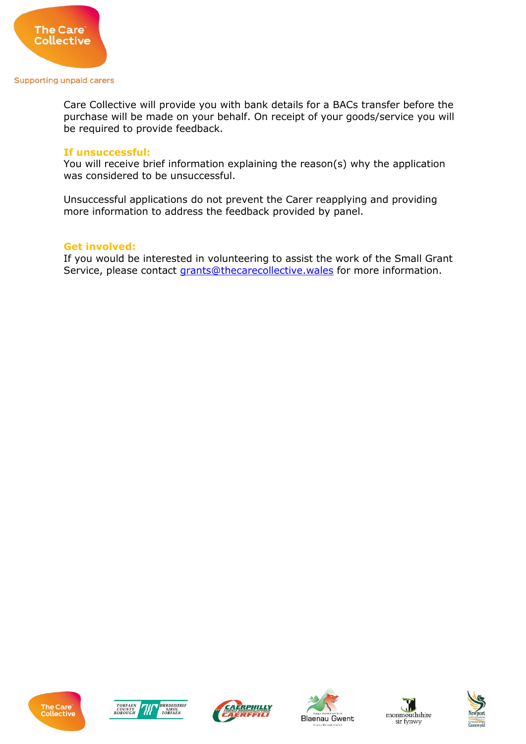Care Collective will provide you with bank details for a BACs transfer before the purchase will be made on your behalf. On receipt of your goods/service you will be required to provide feedback.

**If unsuccessful:**

You will receive brief information explaining the reason(s) why the application was considered to be unsuccessful.

Unsuccessful applications do not prevent the Carer reapplying and providing more information to address the feedback provided by panel.

**Get involved:**

If you would be interested in volunteering to assist the work of the Small Grant Service, please contact grants@thecarecollective.wales for more information.